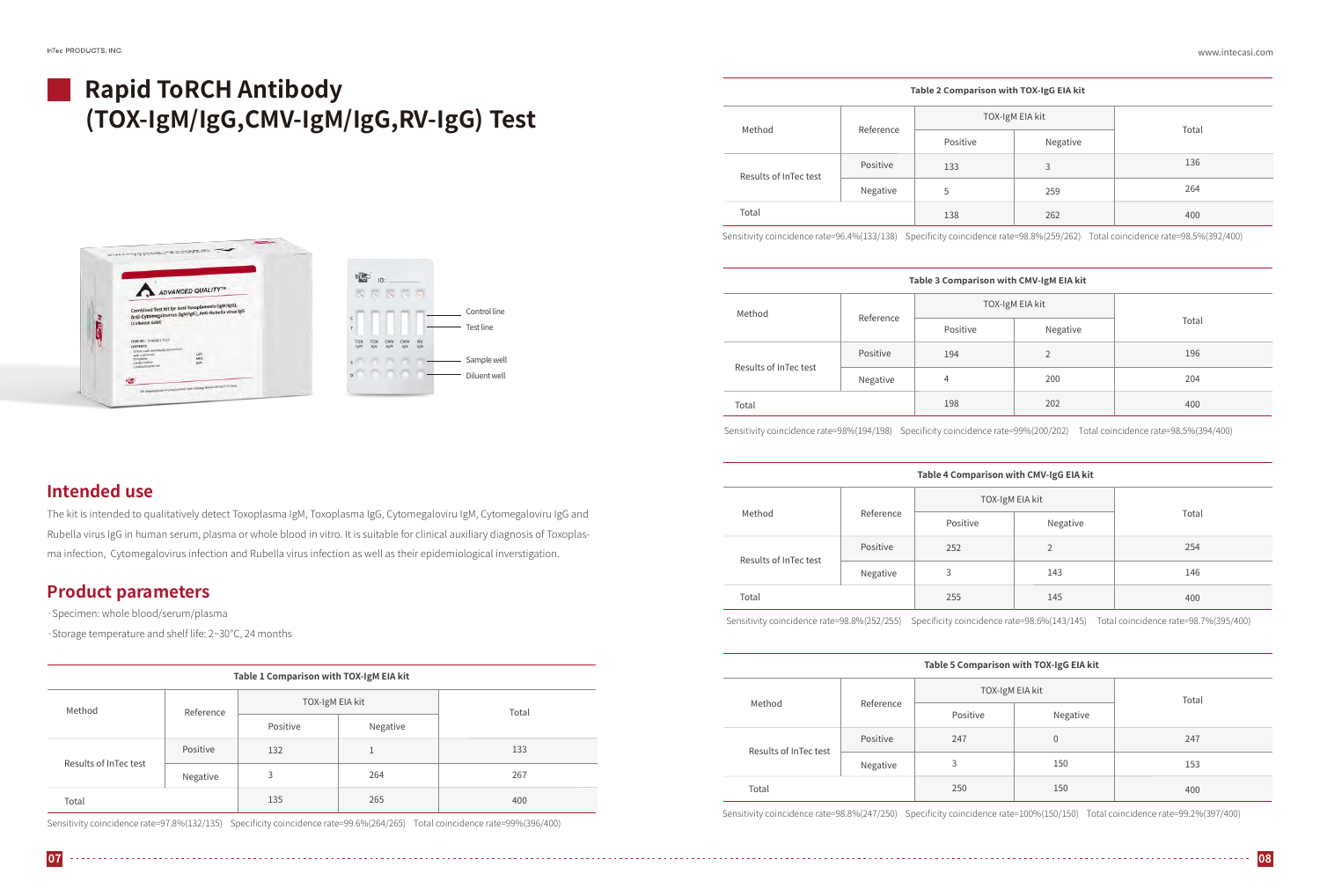# Rapid ToRCH Antibody (TOX-IgM/IgG,CMV-IgM/IgG,RV-IgG) Test

Control line

Test line

Sample well

Diluent well

## Intended use

The kit is intended to qualitatively detect Toxoplasma IgM, Toxoplasma IgG, Cytomegaloviru IgM, Cytomegaloviru IgG and Rubella virus IgG in human serum, plasma or whole blood in vitro. It is suitable for clinical auxiliary diagnosis of Toxoplasma infection, Cytomegalovirus infection and Rubella virus infection as well as their epidemiological inverstigation.

## Product parameters

· Specimen: whole blood/serum/plasma

· Storage temperature and shelf life: 2~30°C, 24 months

**Table 1 Comparison with TOX-IgM EIA kit**

| Method | Reference | TOX-IgM EIA kit | | Total |
|---|---|---|---|---|
| | | Positive | Negative | |
| Results of InTec test | Positive | 132 | 1 | 133 |
| | Negative | 3 | 264 | 267 |
| Total | | 135 | 265 | 400 |

Sensitivity coincidence rate=97.8%(132/135) Specificity coincidence rate=99.6%(264/265) Total coincidence rate=99%(396/400)

**Table 2 Comparison with TOX-IgG EIA kit**

| Method | Reference | TOX-IgM EIA kit | | Total |
|---|---|---|---|---|
| | | Positive | Negative | |
| Results of InTec test | Positive | 133 | 3 | 136 |
| | Negative | 5 | 259 | 264 |
| Total | | 138 | 262 | 400 |

Sensitivity coincidence rate=96.4%(133/138) Specificity coincidence rate=98.8%(259/262) Total coincidence rate=98.5%(392/400)

**Table 3 Comparison with CMV-IgM EIA kit**

| Method | Reference | TOX-IgM EIA kit | | Total |
|---|---|---|---|---|
| | | Positive | Negative | |
| Results of InTec test | Positive | 194 | 2 | 196 |
| | Negative | 4 | 200 | 204 |
| Total | | 198 | 202 | 400 |

Sensitivity coincidence rate=98%(194/198) Specificity coincidence rate=99%(200/202) Total coincidence rate=98.5%(394/400)

**Table 4 Comparison with CMV-IgG EIA kit**

| Method | Reference | TOX-IgM EIA kit | | Total |
|---|---|---|---|---|
| | | Positive | Negative | |
| Results of InTec test | Positive | 252 | 2 | 254 |
| | Negative | 3 | 143 | 146 |
| Total | | 255 | 145 | 400 |

Sensitivity coincidence rate=98.8%(252/255) Specificity coincidence rate=98.6%(143/145) Total coincidence rate=98.7%(395/400)

**Table 5 Comparison with TOX-IgG EIA kit**

| Method | Reference | TOX-IgM EIA kit | | Total |
|---|---|---|---|---|
| | | Positive | Negative | |
| Results of InTec test | Positive | 247 | 0 | 247 |
| | Negative | 3 | 150 | 153 |
| Total | | 250 | 150 | 400 |

Sensitivity coincidence rate=98.8%(247/250) Specificity coincidence rate=100%(150/150) Total coincidence rate=99.2%(397/400)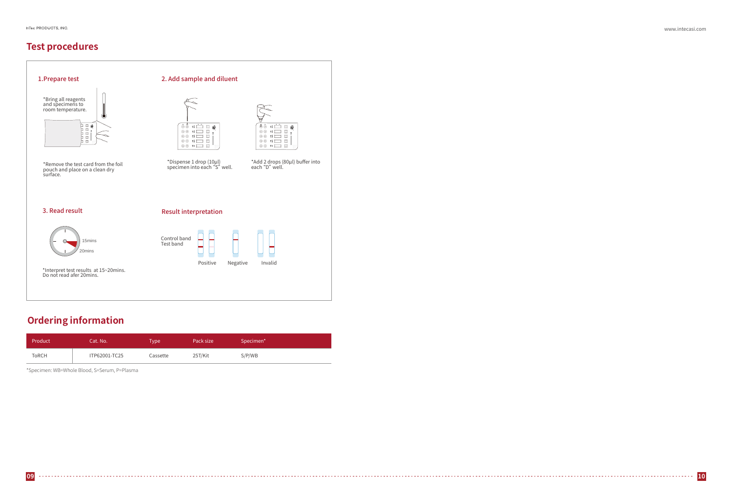## Test procedures

### 1.Prepare test

*Bring all reagents and specimens to room temperature.

*Remove the test card from the foil pouch and place on a clean dry surface.

### 2. Add sample and diluent

*Dispense 1 drop (10μl) specimen into each "S" well.

*Add 2 drops (80μl) buffer into each "D" well.

### 3. Read result

15mins

20mins

*Interpret test results at 15~20mins. Do not read afer 20mins.

### Result interpretation

Control band

Test band

Positive

Negative

Invalid

## Ordering information

| Product | Cat. No. | Type | Pack size | Specimen* |
|---|---|---|---|---|
| ToRCH | ITP62001-TC25 | Cassette | 25T/Kit | S/P/WB |

*Specimen: WB=Whole Blood, S=Serum, P=Plasma